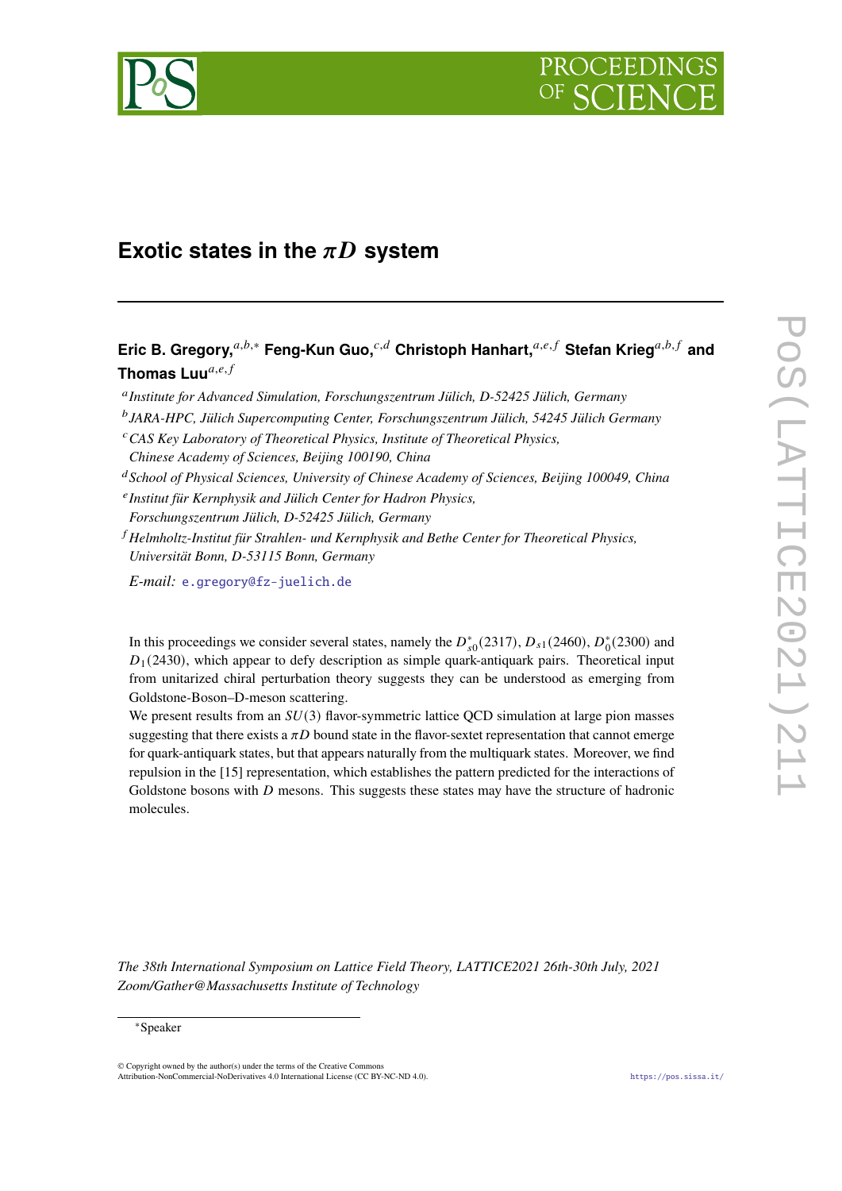# Exotic states in the $\pi D$ system

**Eric B. Gregory,**[a,b,*] **Feng-Kun Guo,**[c,d] **Christoph Hanhart,**[a,e,f] **Stefan Krieg**[a,b,f] **and Thomas Luu**[a,e,f]

[a] *Institute for Advanced Simulation, Forschungszentrum Jülich, D-52425 Jülich, Germany*

[b] *JARA-HPC, Jülich Supercomputing Center, Forschungszentrum Jülich, 54245 Jülich Germany*

[c] *CAS Key Laboratory of Theoretical Physics, Institute of Theoretical Physics, Chinese Academy of Sciences, Beijing 100190, China*

[d] *School of Physical Sciences, University of Chinese Academy of Sciences, Beijing 100049, China*

[e] *Institut für Kernphysik and Jülich Center for Hadron Physics, Forschungszentrum Jülich, D-52425 Jülich, Germany*

[f] *Helmholtz-Institut für Strahlen- und Kernphysik and Bethe Center for Theoretical Physics, Universität Bonn, D-53115 Bonn, Germany*

*E-mail:* e.gregory@fz-juelich.de

In this proceedings we consider several states, namely the $D^*_{s0}(2317)$, $D_{s1}(2460)$, $D^*_0(2300)$ and $D_1(2430)$, which appear to defy description as simple quark-antiquark pairs. Theoretical input from unitarized chiral perturbation theory suggests they can be understood as emerging from Goldstone-Boson–D-meson scattering.

We present results from an $SU(3)$ flavor-symmetric lattice QCD simulation at large pion masses suggesting that there exists a $\pi D$ bound state in the flavor-sextet representation that cannot emerge for quark-antiquark states, but that appears naturally from the multiquark states. Moreover, we find repulsion in the [15] representation, which establishes the pattern predicted for the interactions of Goldstone bosons with $D$ mesons. This suggests these states may have the structure of hadronic molecules.

*The 38th International Symposium on Lattice Field Theory, LATTICE2021 26th-30th July, 2021 Zoom/Gather@Massachusetts Institute of Technology*

*Speaker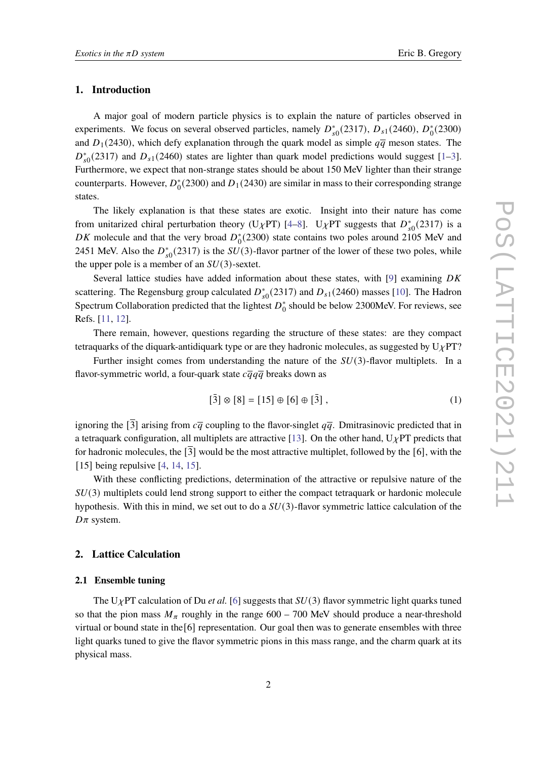## 1. Introduction

A major goal of modern particle physics is to explain the nature of particles observed in experiments. We focus on several observed particles, namely $D^*_{s0}(2317)$, $D_{s1}(2460)$, $D^*_0(2300)$ and $D_1(2430)$, which defy explanation through the quark model as simple $q\overline{q}$ meson states. The $D^*_{s0}(2317)$ and $D_{s1}(2460)$ states are lighter than quark model predictions would suggest [1–3]. Furthermore, we expect that non-strange states should be about 150 MeV lighter than their strange counterparts. However, $D^*_0(2300)$ and $D_1(2430)$ are similar in mass to their corresponding strange states.

The likely explanation is that these states are exotic. Insight into their nature has come from unitarized chiral perturbation theory (U$\chi$PT) [4–8]. U$\chi$PT suggests that $D^*_{s0}(2317)$ is a $DK$ molecule and that the very broad $D^*_0(2300)$ state contains two poles around 2105 MeV and 2451 MeV. Also the $D^*_{s0}(2317)$ is the $SU(3)$-flavor partner of the lower of these two poles, while the upper pole is a member of an $SU(3)$-sextet.

Several lattice studies have added information about these states, with [9] examining $DK$ scattering. The Regensburg group calculated $D^*_{s0}(2317)$ and $D_{s1}(2460)$ masses [10]. The Hadron Spectrum Collaboration predicted that the lightest $D^*_0$ should be below 2300MeV. For reviews, see Refs. [11, 12].

There remain, however, questions regarding the structure of these states: are they compact tetraquarks of the diquark-antidiquark type or are they hadronic molecules, as suggested by U$\chi$PT?

Further insight comes from understanding the nature of the $SU(3)$-flavor multiplets. In a flavor-symmetric world, a four-quark state $c\overline{q}q\overline{q}$ breaks down as

$$[\bar{3}] \otimes [8] = [15] \oplus [6] \oplus [\bar{3}]\ , \tag{1}$$

ignoring the $[\overline{3}]$ arising from $c\overline{q}$ coupling to the flavor-singlet $q\overline{q}$. Dmitrasinovic predicted that in a tetraquark configuration, all multiplets are attractive [13]. On the other hand, U$\chi$PT predicts that for hadronic molecules, the $[\overline{3}]$ would be the most attractive multiplet, followed by the [6], with the [15] being repulsive [4, 14, 15].

With these conflicting predictions, determination of the attractive or repulsive nature of the $SU(3)$ multiplets could lend strong support to either the compact tetraquark or hardonic molecule hypothesis. With this in mind, we set out to do a $SU(3)$-flavor symmetric lattice calculation of the $D\pi$ system.

## 2. Lattice Calculation

### 2.1 Ensemble tuning

The U$\chi$PT calculation of Du *et al.* [6] suggests that $SU(3)$ flavor symmetric light quarks tuned so that the pion mass $M_\pi$ roughly in the range 600 – 700 MeV should produce a near-threshold virtual or bound state in the[6] representation. Our goal then was to generate ensembles with three light quarks tuned to give the flavor symmetric pions in this mass range, and the charm quark at its physical mass.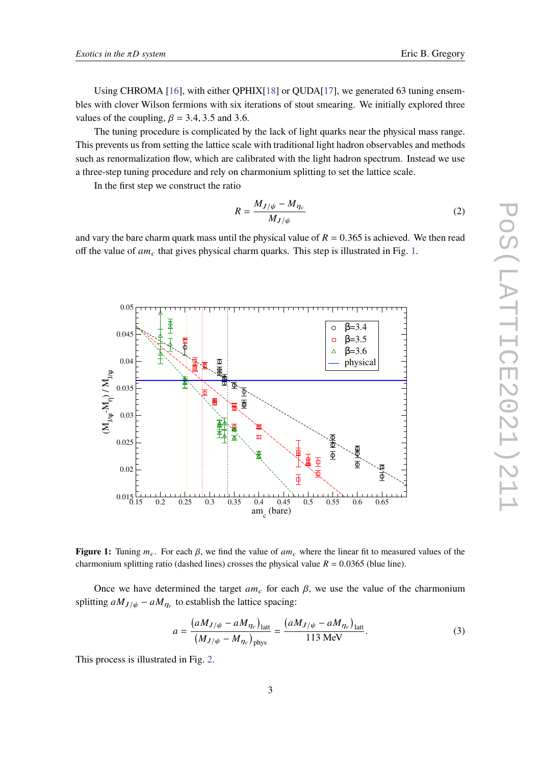Using CHROMA [16], with either QPHIX[18] or QUDA[17], we generated 63 tuning ensembles with clover Wilson fermions with six iterations of stout smearing. We initially explored three values of the coupling, $\beta = 3.4, 3.5$ and $3.6$.

The tuning procedure is complicated by the lack of light quarks near the physical mass range. This prevents us from setting the lattice scale with traditional light hadron observables and methods such as renormalization flow, which are calibrated with the light hadron spectrum. Instead we use a three-step tuning procedure and rely on charmonium splitting to set the lattice scale.

In the first step we construct the ratio

$$R = \frac{M_{J/\psi} - M_{\eta_c}}{M_{J/\psi}} \tag{2}$$

and vary the bare charm quark mass until the physical value of $R = 0.365$ is achieved. We then read off the value of $am_c$ that gives physical charm quarks. This step is illustrated in Fig. 1.

**Figure 1:** Tuning $m_c$. For each $\beta$, we find the value of $am_c$ where the linear fit to measured values of the charmonium splitting ratio (dashed lines) crosses the physical value $R = 0.0365$ (blue line).

Once we have determined the target $am_c$ for each $\beta$, we use the value of the charmonium splitting $aM_{J/\psi} - aM_{\eta_c}$ to establish the lattice spacing:

$$a = \frac{(aM_{J/\psi} - aM_{\eta_c})_{\text{latt}}}{(M_{J/\psi} - M_{\eta_c})_{\text{phys}}} = \frac{(aM_{J/\psi} - aM_{\eta_c})_{\text{latt}}}{113 \text{ MeV}}. \tag{3}$$

This process is illustrated in Fig. 2.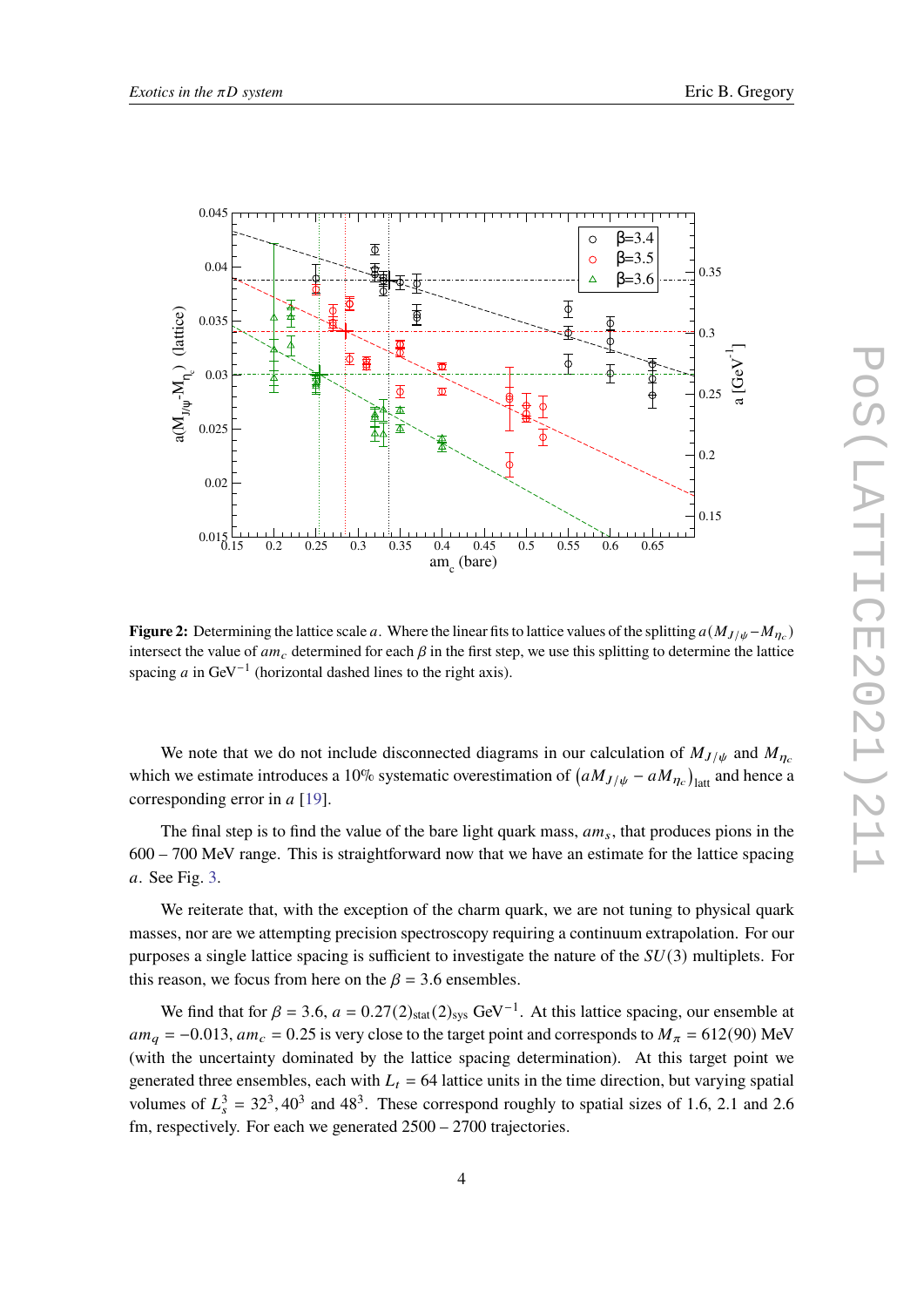**Figure 2:** Determining the lattice scale $a$. Where the linear fits to lattice values of the splitting $a(M_{J/\psi} - M_{\eta_c})$ intersect the value of $am_c$ determined for each $\beta$ in the first step, we use this splitting to determine the lattice spacing $a$ in $\text{GeV}^{-1}$ (horizontal dashed lines to the right axis).

We note that we do not include disconnected diagrams in our calculation of $M_{J/\psi}$ and $M_{\eta_c}$ which we estimate introduces a 10% systematic overestimation of $\left(aM_{J/\psi} - aM_{\eta_c}\right)_{\text{latt}}$ and hence a corresponding error in $a$ [19].

The final step is to find the value of the bare light quark mass, $am_s$, that produces pions in the 600 – 700 MeV range. This is straightforward now that we have an estimate for the lattice spacing $a$. See Fig. 3.

We reiterate that, with the exception of the charm quark, we are not tuning to physical quark masses, nor are we attempting precision spectroscopy requiring a continuum extrapolation. For our purposes a single lattice spacing is sufficient to investigate the nature of the $SU(3)$ multiplets. For this reason, we focus from here on the $\beta = 3.6$ ensembles.

We find that for $\beta = 3.6$, $a = 0.27(2)_{\text{stat}}(2)_{\text{sys}}\ \text{GeV}^{-1}$. At this lattice spacing, our ensemble at $am_q = -0.013$, $am_c = 0.25$ is very close to the target point and corresponds to $M_\pi = 612(90)$ MeV (with the uncertainty dominated by the lattice spacing determination). At this target point we generated three ensembles, each with $L_t = 64$ lattice units in the time direction, but varying spatial volumes of $L_s^3 = 32^3, 40^3$ and $48^3$. These correspond roughly to spatial sizes of 1.6, 2.1 and 2.6 fm, respectively. For each we generated 2500 – 2700 trajectories.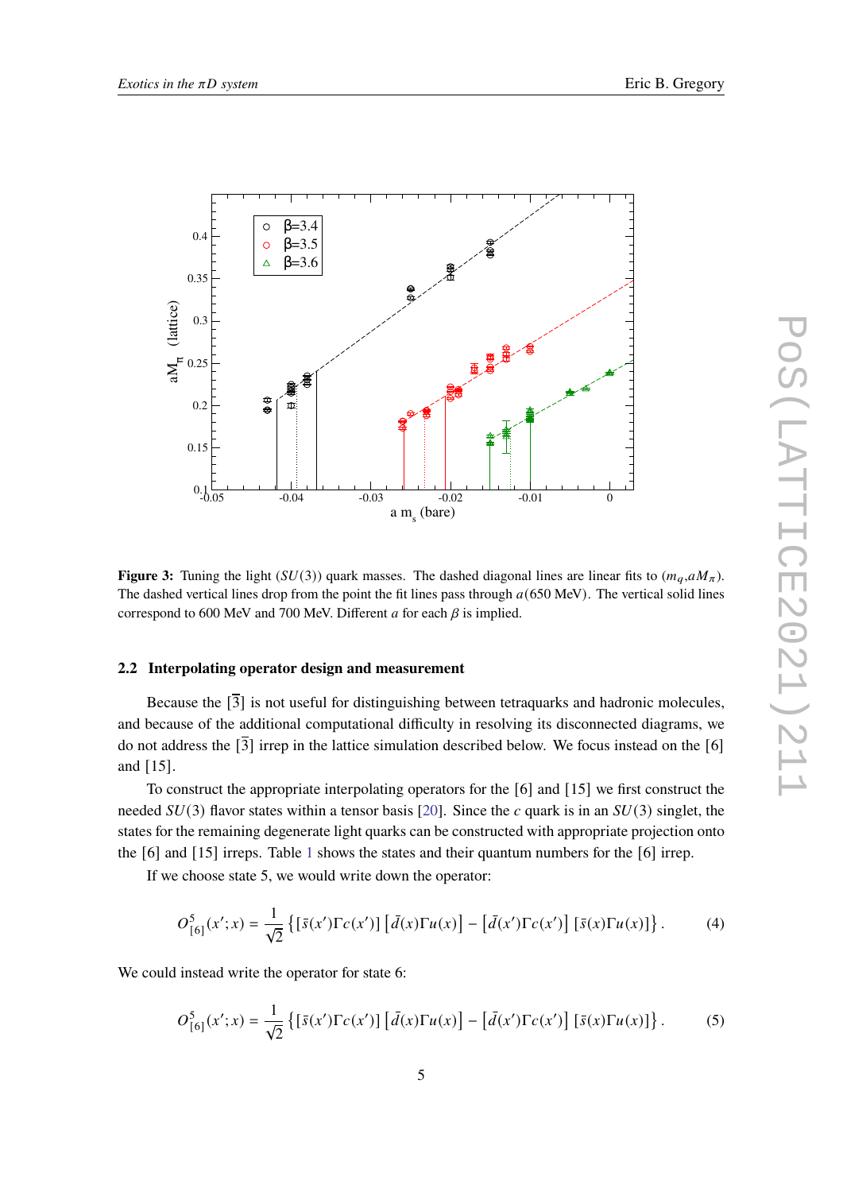**Figure 3:** Tuning the light ($SU(3)$) quark masses. The dashed diagonal lines are linear fits to ($m_q$,$aM_\pi$). The dashed vertical lines drop from the point the fit lines pass through $a$(650 MeV). The vertical solid lines correspond to 600 MeV and 700 MeV. Different $a$ for each $\beta$ is implied.

### 2.2 Interpolating operator design and measurement

Because the $[\bar{3}]$ is not useful for distinguishing between tetraquarks and hadronic molecules, and because of the additional computational difficulty in resolving its disconnected diagrams, we do not address the $[\bar{3}]$ irrep in the lattice simulation described below. We focus instead on the [6] and [15].

To construct the appropriate interpolating operators for the [6] and [15] we first construct the needed $SU(3)$ flavor states within a tensor basis [20]. Since the $c$ quark is in an $SU(3)$ singlet, the states for the remaining degenerate light quarks can be constructed with appropriate projection onto the [6] and [15] irreps. Table 1 shows the states and their quantum numbers for the [6] irrep.

If we choose state 5, we would write down the operator:

$$O^5_{[6]}(x';x) = \frac{1}{\sqrt{2}} \left\{ [\bar{s}(x')\Gamma c(x')] \left[\bar{d}(x)\Gamma u(x)\right] - \left[\bar{d}(x')\Gamma c(x')\right] [\bar{s}(x)\Gamma u(x)] \right\}. \tag{4}$$

We could instead write the operator for state 6:

$$O^5_{[6]}(x';x) = \frac{1}{\sqrt{2}} \left\{ [\bar{s}(x')\Gamma c(x')] \left[\bar{d}(x)\Gamma u(x)\right] - \left[\bar{d}(x')\Gamma c(x')\right] [\bar{s}(x)\Gamma u(x)] \right\}. \tag{5}$$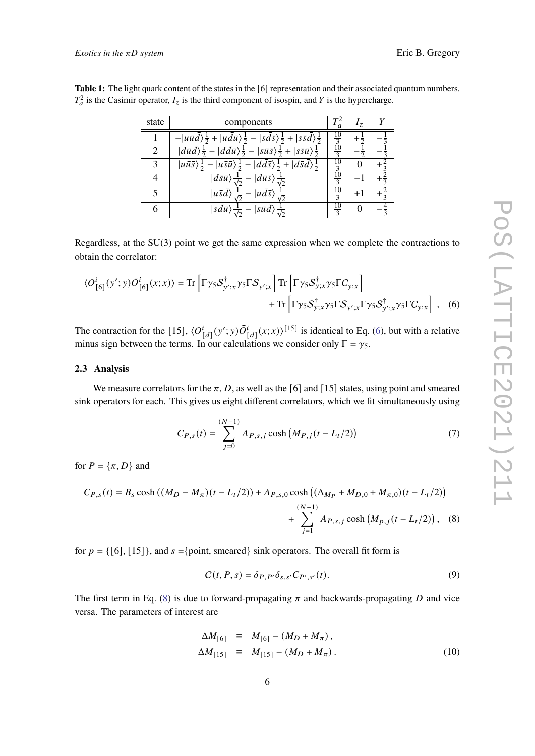**Table 1:** The light quark content of the states in the [6] representation and their associated quantum numbers. $T_a^2$ is the Casimir operator, $I_z$ is the third component of isospin, and $Y$ is the hypercharge.

| state | components | $T_a^2$ | $I_z$ | $Y$ |
|---|---|---|---|---|
| 1 | $-\lvert u\bar{u}\bar{d}\rangle\frac{1}{2} + \lvert u\bar{d}\bar{u}\rangle\frac{1}{2} - \lvert s\bar{d}\bar{s}\rangle\frac{1}{2} + \lvert s\bar{s}\bar{d}\rangle\frac{1}{2}$ | $\frac{10}{3}$ | $+\frac{1}{2}$ | $-\frac{1}{3}$ |
| 2 | $\lvert d\bar{u}\bar{d}\rangle\frac{1}{2} - \lvert d\bar{d}\bar{u}\rangle\frac{1}{2} - \lvert s\bar{u}\bar{s}\rangle\frac{1}{2} + \lvert s\bar{s}\bar{u}\rangle\frac{1}{2}$ | $\frac{10}{3}$ | $-\frac{1}{2}$ | $-\frac{1}{3}$ |
| 3 | $\lvert u\bar{u}\bar{s}\rangle\frac{1}{2} - \lvert u\bar{s}\bar{u}\rangle\frac{1}{2} - \lvert d\bar{d}\bar{s}\rangle\frac{1}{2} + \lvert d\bar{s}\bar{d}\rangle\frac{1}{2}$ | $\frac{10}{3}$ | $0$ | $+\frac{2}{3}$ |
| 4 | $\lvert d\bar{s}\bar{u}\rangle\frac{1}{\sqrt{2}} - \lvert d\bar{u}\bar{s}\rangle\frac{1}{\sqrt{2}}$ | $\frac{10}{3}$ | $-1$ | $+\frac{2}{3}$ |
| 5 | $\lvert u\bar{s}\bar{d}\rangle\frac{1}{\sqrt{2}} - \lvert u\bar{d}\bar{s}\rangle\frac{1}{\sqrt{2}}$ | $\frac{10}{3}$ | $+1$ | $+\frac{2}{3}$ |
| 6 | $\lvert s\bar{d}\bar{u}\rangle\frac{1}{\sqrt{2}} - \lvert s\bar{u}\bar{d}\rangle\frac{1}{\sqrt{2}}$ | $\frac{10}{3}$ | $0$ | $-\frac{4}{3}$ |

Regardless, at the SU(3) point we get the same expression when we complete the contractions to obtain the correlator:

$$\langle O^i_{[6]}(y';y)\bar{O}^i_{[6]}(x;x)\rangle = \mathrm{Tr}\left[\Gamma\gamma_5\mathcal{S}^\dagger_{y';x}\gamma_5\Gamma\mathcal{S}_{y';x}\right]\mathrm{Tr}\left[\Gamma\gamma_5\mathcal{S}^\dagger_{y;x}\gamma_5\Gamma C_{y;x}\right] + \mathrm{Tr}\left[\Gamma\gamma_5\mathcal{S}^\dagger_{y;x}\gamma_5\Gamma\mathcal{S}_{y';x}\Gamma\gamma_5\mathcal{S}^\dagger_{y';x}\gamma_5\Gamma C_{y;x}\right], \quad (6)$$

The contraction for the [15], $\langle O^i_{[d]}(y';y)\bar{O}^i_{[d]}(x;x)\rangle^{[15]}$ is identical to Eq. (6), but with a relative minus sign between the terms. In our calculations we consider only $\Gamma = \gamma_5$.

### 2.3 Analysis

We measure correlators for the $\pi$, $D$, as well as the [6] and [15] states, using point and smeared sink operators for each. This gives us eight different correlators, which we fit simultaneously using

$$C_{P,s}(t) = \sum_{j=0}^{(N-1)} A_{P,s,j}\cosh\left(M_{P,j}(t - L_t/2)\right) \quad (7)$$

for $P = \{\pi, D\}$ and

$$C_{P,s}(t) = B_s\cosh\left((M_D - M_\pi)(t - L_t/2)\right) + A_{P,s,0}\cosh\left((\Delta_{M_P} + M_{D,0} + M_{\pi,0})(t - L_t/2)\right) + \sum_{j=1}^{(N-1)} A_{P,s,j}\cosh\left(M_{p,j}(t - L_t/2)\right), \quad (8)$$

for $p = \{[6], [15]\}$, and $s$ ={point, smeared} sink operators. The overall fit form is

$$C(t, P, s) = \delta_{P,P'}\delta_{s,s'}C_{P',s'}(t). \quad (9)$$

The first term in Eq. (8) is due to forward-propagating $\pi$ and backwards-propagating $D$ and vice versa. The parameters of interest are

$$\begin{aligned} \Delta M_{[6]} &\equiv M_{[6]} - (M_D + M_\pi)\,, \\ \Delta M_{[15]} &\equiv M_{[15]} - (M_D + M_\pi)\,. \end{aligned} \quad (10)$$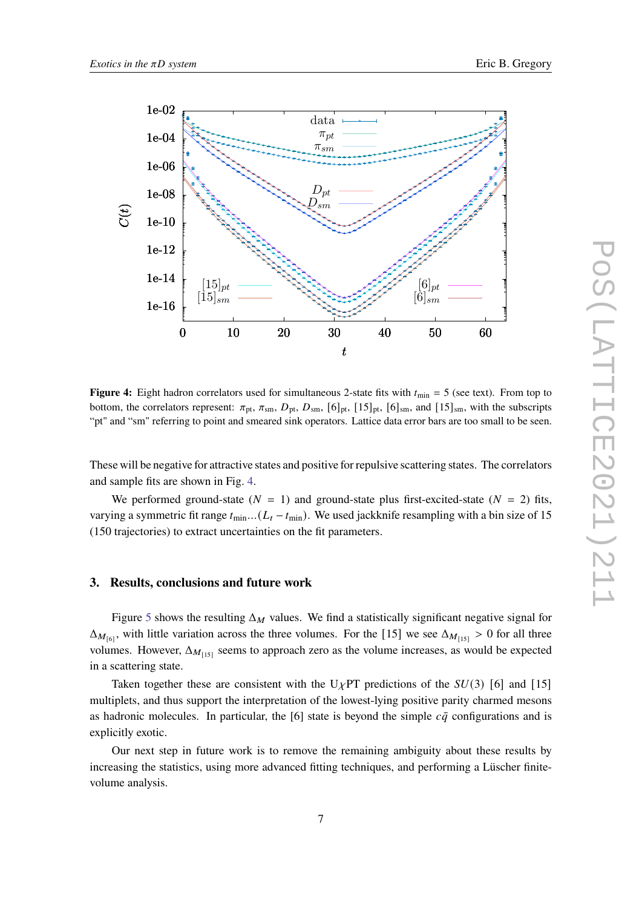**Figure 4:** Eight hadron correlators used for simultaneous 2-state fits with $t_{\min} = 5$ (see text). From top to bottom, the correlators represent: $\pi_{\text{pt}}$, $\pi_{\text{sm}}$, $D_{\text{pt}}$, $D_{\text{sm}}$, $[6]_{\text{pt}}$, $[15]_{\text{pt}}$, $[6]_{\text{sm}}$, and $[15]_{\text{sm}}$, with the subscripts "pt" and "sm" referring to point and smeared sink operators. Lattice data error bars are too small to be seen.

These will be negative for attractive states and positive for repulsive scattering states. The correlators and sample fits are shown in Fig. 4.

We performed ground-state ($N = 1$) and ground-state plus first-excited-state ($N = 2$) fits, varying a symmetric fit range $t_{\min} \ldots (L_t - t_{\min})$. We used jackknife resampling with a bin size of 15 (150 trajectories) to extract uncertainties on the fit parameters.

## 3. Results, conclusions and future work

Figure 5 shows the resulting $\Delta_M$ values. We find a statistically significant negative signal for $\Delta_{M_{[6]}}$, with little variation across the three volumes. For the [15] we see $\Delta_{M_{[15]}} > 0$ for all three volumes. However, $\Delta_{M_{[15]}}$ seems to approach zero as the volume increases, as would be expected in a scattering state.

Taken together these are consistent with the U$\chi$PT predictions of the $SU(3)$ [6] and [15] multiplets, and thus support the interpretation of the lowest-lying positive parity charmed mesons as hadronic molecules. In particular, the [6] state is beyond the simple $c\bar{q}$ configurations and is explicitly exotic.

Our next step in future work is to remove the remaining ambiguity about these results by increasing the statistics, using more advanced fitting techniques, and performing a Lüscher finite-volume analysis.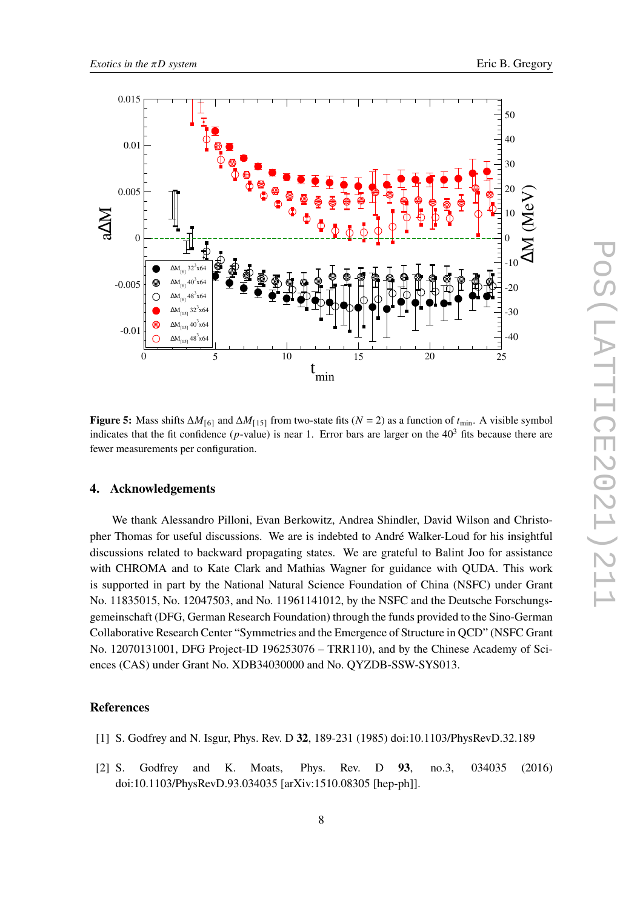**Figure 5:** Mass shifts $\Delta M_{[6]}$ and $\Delta M_{[15]}$ from two-state fits ($N = 2$) as a function of $t_{\rm min}$. A visible symbol indicates that the fit confidence ($p$-value) is near 1. Error bars are larger on the $40^3$ fits because there are fewer measurements per configuration.

## 4. Acknowledgements

We thank Alessandro Pilloni, Evan Berkowitz, Andrea Shindler, David Wilson and Christopher Thomas for useful discussions. We are is indebted to André Walker-Loud for his insightful discussions related to backward propagating states. We are grateful to Balint Joo for assistance with CHROMA and to Kate Clark and Mathias Wagner for guidance with QUDA. This work is supported in part by the National Natural Science Foundation of China (NSFC) under Grant No. 11835015, No. 12047503, and No. 11961141012, by the NSFC and the Deutsche Forschungsgemeinschaft (DFG, German Research Foundation) through the funds provided to the Sino-German Collaborative Research Center "Symmetries and the Emergence of Structure in QCD" (NSFC Grant No. 12070131001, DFG Project-ID 196253076 – TRR110), and by the Chinese Academy of Sciences (CAS) under Grant No. XDB34030000 and No. QYZDB-SSW-SYS013.

## References

[1] S. Godfrey and N. Isgur, Phys. Rev. D **32**, 189-231 (1985) doi:10.1103/PhysRevD.32.189

[2] S. Godfrey and K. Moats, Phys. Rev. D **93**, no.3, 034035 (2016) doi:10.1103/PhysRevD.93.034035 [arXiv:1510.08305 [hep-ph]].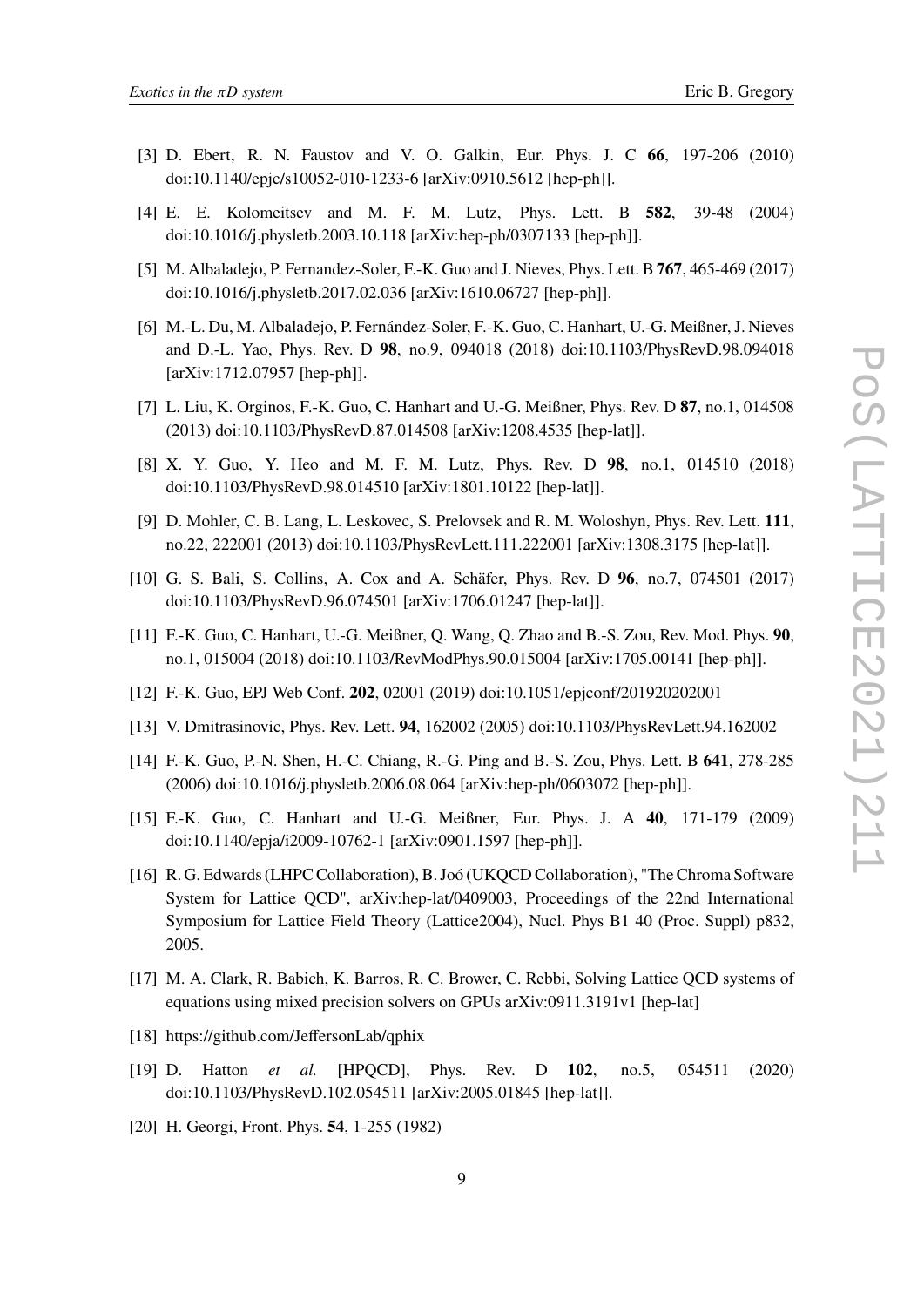[3] D. Ebert, R. N. Faustov and V. O. Galkin, Eur. Phys. J. C **66**, 197-206 (2010) doi:10.1140/epjc/s10052-010-1233-6 [arXiv:0910.5612 [hep-ph]].

[4] E. E. Kolomeitsev and M. F. M. Lutz, Phys. Lett. B **582**, 39-48 (2004) doi:10.1016/j.physletb.2003.10.118 [arXiv:hep-ph/0307133 [hep-ph]].

[5] M. Albaladejo, P. Fernandez-Soler, F.-K. Guo and J. Nieves, Phys. Lett. B **767**, 465-469 (2017) doi:10.1016/j.physletb.2017.02.036 [arXiv:1610.06727 [hep-ph]].

[6] M.-L. Du, M. Albaladejo, P. Fernández-Soler, F.-K. Guo, C. Hanhart, U.-G. Meißner, J. Nieves and D.-L. Yao, Phys. Rev. D **98**, no.9, 094018 (2018) doi:10.1103/PhysRevD.98.094018 [arXiv:1712.07957 [hep-ph]].

[7] L. Liu, K. Orginos, F.-K. Guo, C. Hanhart and U.-G. Meißner, Phys. Rev. D **87**, no.1, 014508 (2013) doi:10.1103/PhysRevD.87.014508 [arXiv:1208.4535 [hep-lat]].

[8] X. Y. Guo, Y. Heo and M. F. M. Lutz, Phys. Rev. D **98**, no.1, 014510 (2018) doi:10.1103/PhysRevD.98.014510 [arXiv:1801.10122 [hep-lat]].

[9] D. Mohler, C. B. Lang, L. Leskovec, S. Prelovsek and R. M. Woloshyn, Phys. Rev. Lett. **111**, no.22, 222001 (2013) doi:10.1103/PhysRevLett.111.222001 [arXiv:1308.3175 [hep-lat]].

[10] G. S. Bali, S. Collins, A. Cox and A. Schäfer, Phys. Rev. D **96**, no.7, 074501 (2017) doi:10.1103/PhysRevD.96.074501 [arXiv:1706.01247 [hep-lat]].

[11] F.-K. Guo, C. Hanhart, U.-G. Meißner, Q. Wang, Q. Zhao and B.-S. Zou, Rev. Mod. Phys. **90**, no.1, 015004 (2018) doi:10.1103/RevModPhys.90.015004 [arXiv:1705.00141 [hep-ph]].

[12] F.-K. Guo, EPJ Web Conf. **202**, 02001 (2019) doi:10.1051/epjconf/201920202001

[13] V. Dmitrasinovic, Phys. Rev. Lett. **94**, 162002 (2005) doi:10.1103/PhysRevLett.94.162002

[14] F.-K. Guo, P.-N. Shen, H.-C. Chiang, R.-G. Ping and B.-S. Zou, Phys. Lett. B **641**, 278-285 (2006) doi:10.1016/j.physletb.2006.08.064 [arXiv:hep-ph/0603072 [hep-ph]].

[15] F.-K. Guo, C. Hanhart and U.-G. Meißner, Eur. Phys. J. A **40**, 171-179 (2009) doi:10.1140/epja/i2009-10762-1 [arXiv:0901.1597 [hep-ph]].

[16] R. G. Edwards (LHPC Collaboration), B. Joó (UKQCD Collaboration), "The Chroma Software System for Lattice QCD", arXiv:hep-lat/0409003, Proceedings of the 22nd International Symposium for Lattice Field Theory (Lattice2004), Nucl. Phys B1 40 (Proc. Suppl) p832, 2005.

[17] M. A. Clark, R. Babich, K. Barros, R. C. Brower, C. Rebbi, Solving Lattice QCD systems of equations using mixed precision solvers on GPUs arXiv:0911.3191v1 [hep-lat]

[18] https://github.com/JeffersonLab/qphix

[19] D. Hatton *et al.* [HPQCD], Phys. Rev. D **102**, no.5, 054511 (2020) doi:10.1103/PhysRevD.102.054511 [arXiv:2005.01845 [hep-lat]].

[20] H. Georgi, Front. Phys. **54**, 1-255 (1982)